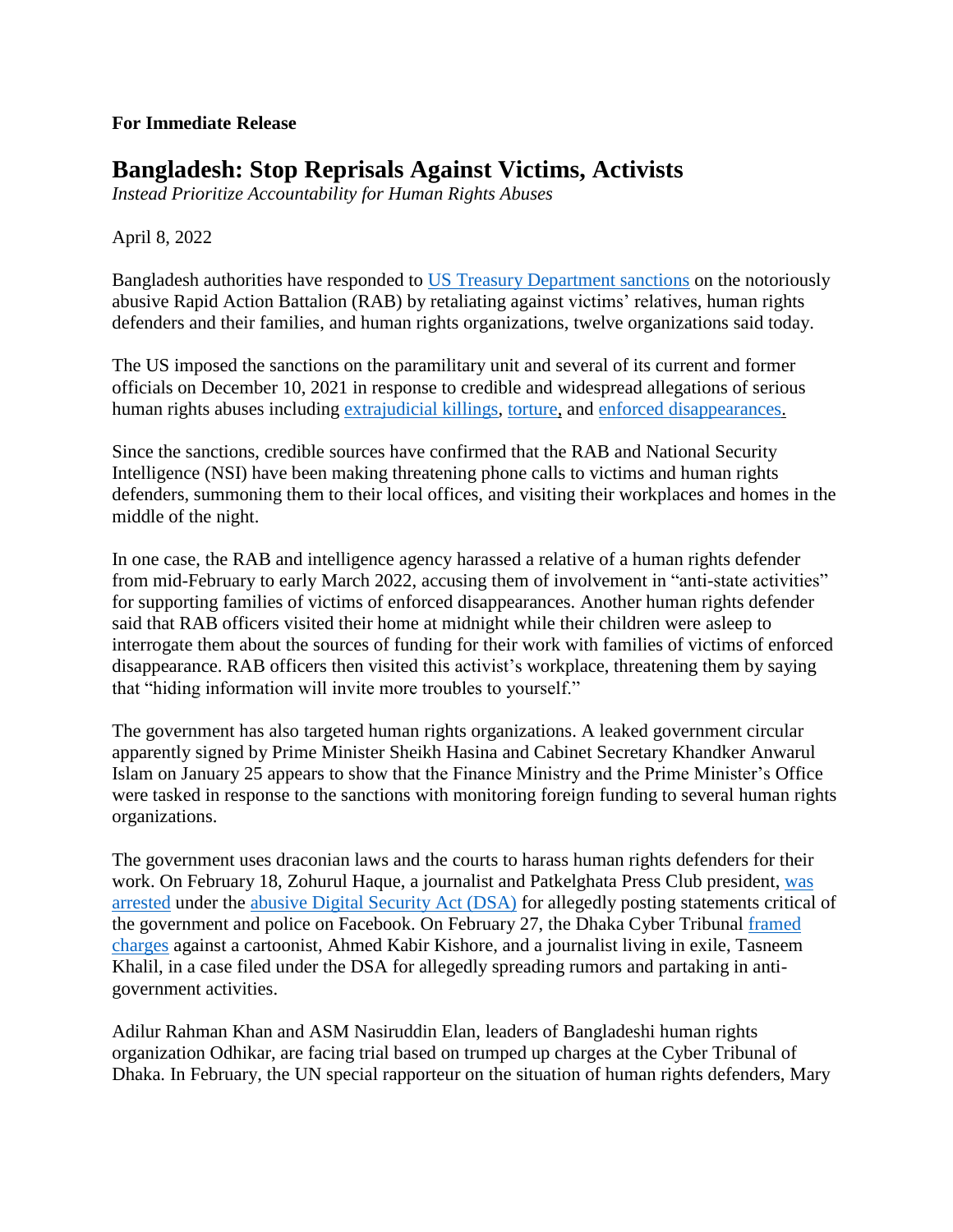**For Immediate Release**

# Bangladesh: Stop Reprisals Against Victims, Activists

*Instead Prioritize Accountability for Human Rights Abuses*

April 8, 2022

Bangladesh authorities have responded to US Treasury Department sanctions on the notoriously abusive Rapid Action Battalion (RAB) by retaliating against victims' relatives, human rights defenders and their families, and human rights organizations, twelve organizations said today.

The US imposed the sanctions on the paramilitary unit and several of its current and former officials on December 10, 2021 in response to credible and widespread allegations of serious human rights abuses including extrajudicial killings, torture, and enforced disappearances.

Since the sanctions, credible sources have confirmed that the RAB and National Security Intelligence (NSI) have been making threatening phone calls to victims and human rights defenders, summoning them to their local offices, and visiting their workplaces and homes in the middle of the night.

In one case, the RAB and intelligence agency harassed a relative of a human rights defender from mid-February to early March 2022, accusing them of involvement in "anti-state activities" for supporting families of victims of enforced disappearances. Another human rights defender said that RAB officers visited their home at midnight while their children were asleep to interrogate them about the sources of funding for their work with families of victims of enforced disappearance. RAB officers then visited this activist's workplace, threatening them by saying that "hiding information will invite more troubles to yourself."

The government has also targeted human rights organizations. A leaked government circular apparently signed by Prime Minister Sheikh Hasina and Cabinet Secretary Khandker Anwarul Islam on January 25 appears to show that the Finance Ministry and the Prime Minister's Office were tasked in response to the sanctions with monitoring foreign funding to several human rights organizations.

The government uses draconian laws and the courts to harass human rights defenders for their work. On February 18, Zohurul Haque, a journalist and Patkelghata Press Club president, was arrested under the abusive Digital Security Act (DSA) for allegedly posting statements critical of the government and police on Facebook. On February 27, the Dhaka Cyber Tribunal framed charges against a cartoonist, Ahmed Kabir Kishore, and a journalist living in exile, Tasneem Khalil, in a case filed under the DSA for allegedly spreading rumors and partaking in anti-government activities.

Adilur Rahman Khan and ASM Nasiruddin Elan, leaders of Bangladeshi human rights organization Odhikar, are facing trial based on trumped up charges at the Cyber Tribunal of Dhaka. In February, the UN special rapporteur on the situation of human rights defenders, Mary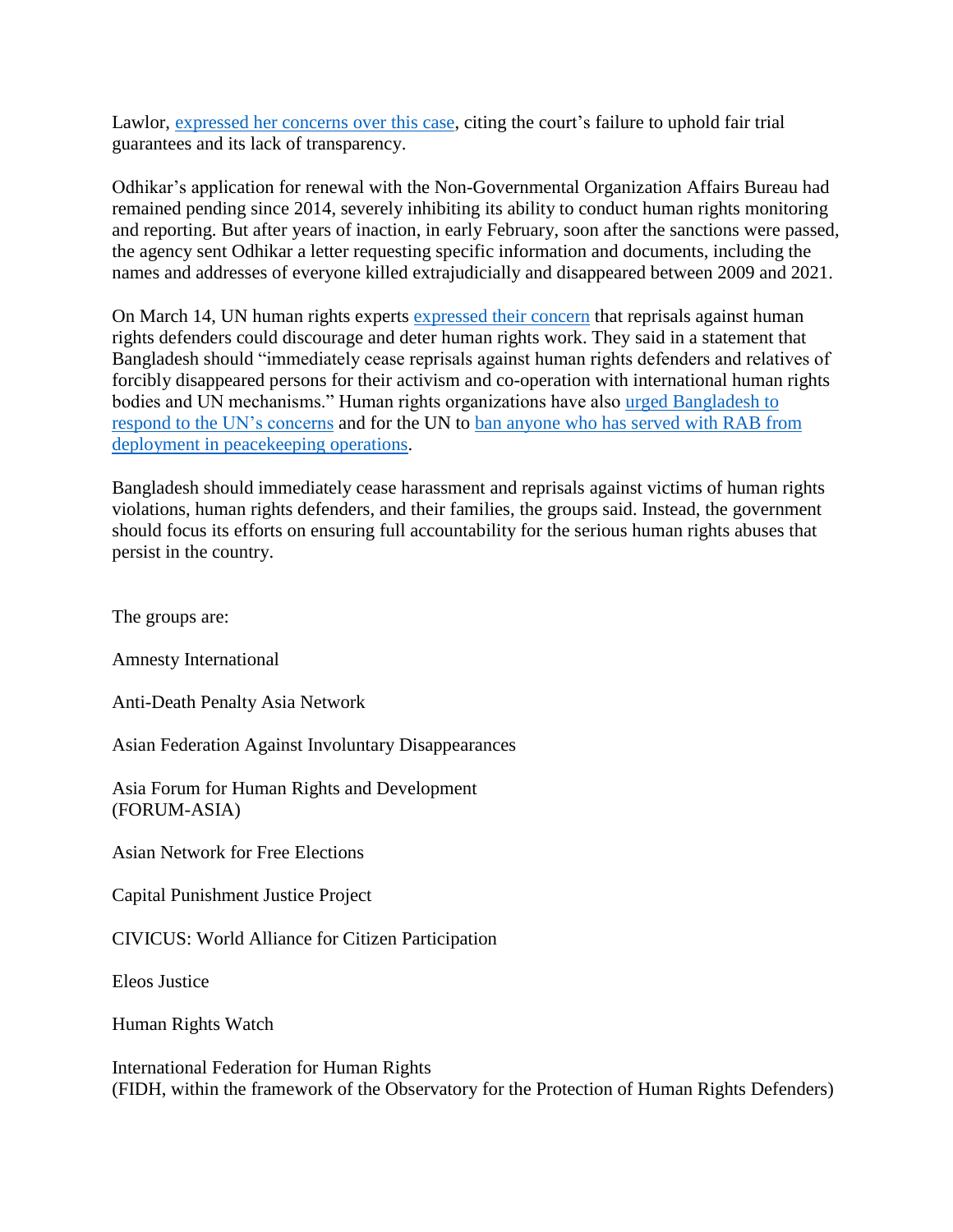Lawlor, expressed her concerns over this case, citing the court's failure to uphold fair trial guarantees and its lack of transparency.

Odhikar's application for renewal with the Non-Governmental Organization Affairs Bureau had remained pending since 2014, severely inhibiting its ability to conduct human rights monitoring and reporting. But after years of inaction, in early February, soon after the sanctions were passed, the agency sent Odhikar a letter requesting specific information and documents, including the names and addresses of everyone killed extrajudicially and disappeared between 2009 and 2021.

On March 14, UN human rights experts expressed their concern that reprisals against human rights defenders could discourage and deter human rights work. They said in a statement that Bangladesh should "immediately cease reprisals against human rights defenders and relatives of forcibly disappeared persons for their activism and co-operation with international human rights bodies and UN mechanisms." Human rights organizations have also urged Bangladesh to respond to the UN's concerns and for the UN to ban anyone who has served with RAB from deployment in peacekeeping operations.

Bangladesh should immediately cease harassment and reprisals against victims of human rights violations, human rights defenders, and their families, the groups said. Instead, the government should focus its efforts on ensuring full accountability for the serious human rights abuses that persist in the country.

The groups are:

Amnesty International

Anti-Death Penalty Asia Network

Asian Federation Against Involuntary Disappearances

Asia Forum for Human Rights and Development
(FORUM-ASIA)

Asian Network for Free Elections

Capital Punishment Justice Project

CIVICUS: World Alliance for Citizen Participation

Eleos Justice

Human Rights Watch

International Federation for Human Rights
(FIDH, within the framework of the Observatory for the Protection of Human Rights Defenders)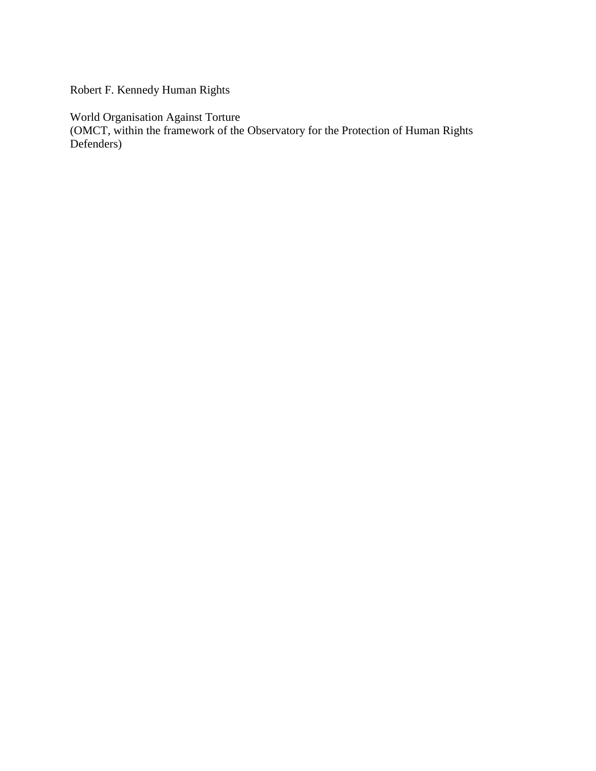Robert F. Kennedy Human Rights

World Organisation Against Torture
(OMCT, within the framework of the Observatory for the Protection of Human Rights Defenders)